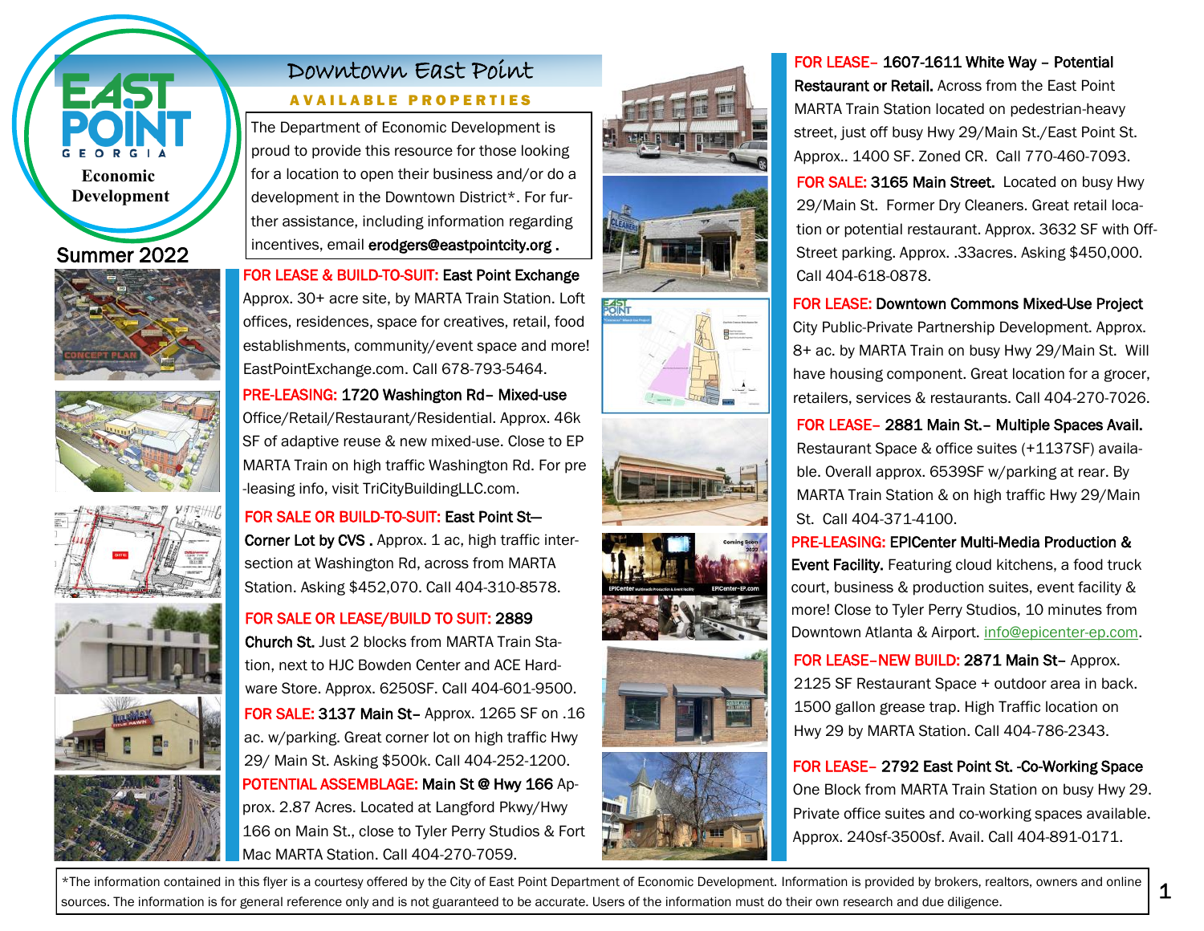EAST POINT GEORGIA

Economic Development

Summer 2022

# Downtown East Point

## AVAILABLE PROPERTIES

The Department of Economic Development is proud to provide this resource for those looking for a location to open their business and/or do a development in the Downtown District*. For further assistance, including information regarding incentives, email **erodgers@eastpointcity.org .**

**FOR LEASE & BUILD-TO-SUIT: East Point Exchange** Approx. 30+ acre site, by MARTA Train Station. Loft offices, residences, space for creatives, retail, food establishments, community/event space and more! EastPointExchange.com. Call 678-793-5464.

**PRE-LEASING: 1720 Washington Rd– Mixed-use** Office/Retail/Restaurant/Residential. Approx. 46k SF of adaptive reuse & new mixed-use. Close to EP MARTA Train on high traffic Washington Rd. For pre-leasing info, visit TriCityBuildingLLC.com.

**FOR SALE OR BUILD-TO-SUIT: East Point St– Corner Lot by CVS .** Approx. 1 ac, high traffic intersection at Washington Rd, across from MARTA Station. Asking $452,070. Call 404-310-8578.

**FOR SALE OR LEASE/BUILD TO SUIT: 2889 Church St.** Just 2 blocks from MARTA Train Station, next to HJC Bowden Center and ACE Hardware Store. Approx. 6250SF. Call 404-601-9500.

**FOR SALE: 3137 Main St–** Approx. 1265 SF on .16 ac. w/parking. Great corner lot on high traffic Hwy 29/ Main St. Asking $500k. Call 404-252-1200.

**POTENTIAL ASSEMBLAGE: Main St @ Hwy 166** Approx. 2.87 Acres. Located at Langford Pkwy/Hwy 166 on Main St., close to Tyler Perry Studios & Fort Mac MARTA Station. Call 404-270-7059.

**FOR LEASE– 1607-1611 White Way – Potential Restaurant or Retail.** Across from the East Point MARTA Train Station located on pedestrian-heavy street, just off busy Hwy 29/Main St./East Point St. Approx.. 1400 SF. Zoned CR. Call 770-460-7093.

**FOR SALE: 3165 Main Street.** Located on busy Hwy 29/Main St. Former Dry Cleaners. Great retail location or potential restaurant. Approx. 3632 SF with Off-Street parking. Approx. .33acres. Asking $450,000. Call 404-618-0878.

**FOR LEASE: Downtown Commons Mixed-Use Project** City Public-Private Partnership Development. Approx. 8+ ac. by MARTA Train on busy Hwy 29/Main St. Will have housing component. Great location for a grocer, retailers, services & restaurants. Call 404-270-7026.

**FOR LEASE– 2881 Main St.– Multiple Spaces Avail.** Restaurant Space & office suites (+1137SF) available. Overall approx. 6539SF w/parking at rear. By MARTA Train Station & on high traffic Hwy 29/Main St. Call 404-371-4100.

**PRE-LEASING: EPICenter Multi-Media Production & Event Facility.** Featuring cloud kitchens, a food truck court, business & production suites, event facility & more! Close to Tyler Perry Studios, 10 minutes from Downtown Atlanta & Airport. info@epicenter-ep.com.

**FOR LEASE–NEW BUILD: 2871 Main St–** Approx. 2125 SF Restaurant Space + outdoor area in back. 1500 gallon grease trap. High Traffic location on Hwy 29 by MARTA Station. Call 404-786-2343.

**FOR LEASE– 2792 East Point St. -Co-Working Space** One Block from MARTA Train Station on busy Hwy 29. Private office suites and co-working spaces available. Approx. 240sf-3500sf. Avail. Call 404-891-0171.

*The information contained in this flyer is a courtesy offered by the City of East Point Department of Economic Development. Information is provided by brokers, realtors, owners and online sources. The information is for general reference only and is not guaranteed to be accurate. Users of the information must do their own research and due diligence.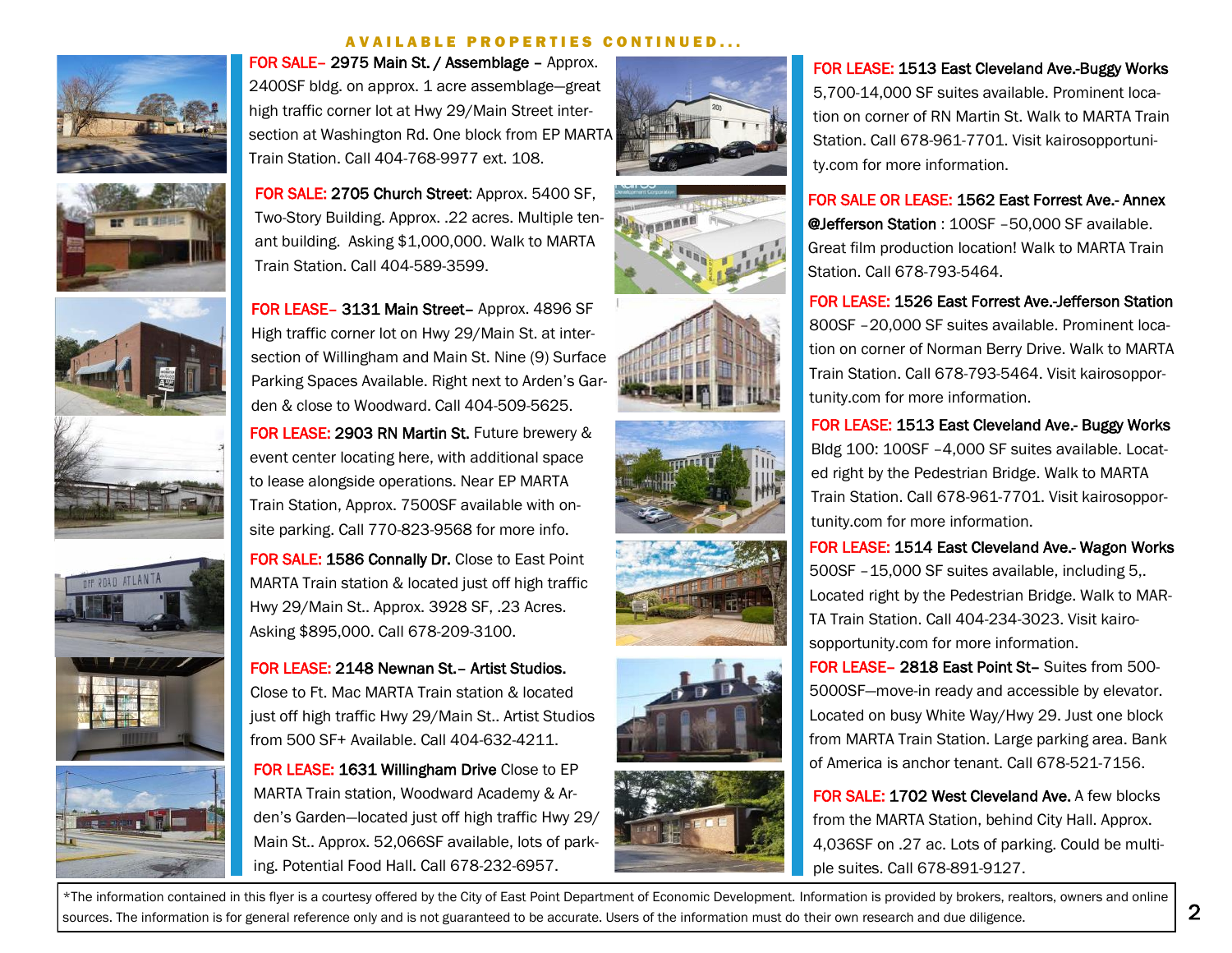## AVAILABLE PROPERTIES CONTINUED...

**FOR SALE– 2975 Main St. / Assemblage** – Approx. 2400SF bldg. on approx. 1 acre assemblage—great high traffic corner lot at Hwy 29/Main Street intersection at Washington Rd. One block from EP MARTA Train Station. Call 404-768-9977 ext. 108.

**FOR SALE: 2705 Church Street**: Approx. 5400 SF, Two-Story Building. Approx. .22 acres. Multiple tenant building. Asking $1,000,000. Walk to MARTA Train Station. Call 404-589-3599.

**FOR LEASE– 3131 Main Street**– Approx. 4896 SF High traffic corner lot on Hwy 29/Main St. at intersection of Willingham and Main St. Nine (9) Surface Parking Spaces Available. Right next to Arden's Garden & close to Woodward. Call 404-509-5625.

**FOR LEASE: 2903 RN Martin St.** Future brewery & event center locating here, with additional space to lease alongside operations. Near EP MARTA Train Station, Approx. 7500SF available with on-site parking. Call 770-823-9568 for more info.

**FOR SALE: 1586 Connally Dr.** Close to East Point MARTA Train station & located just off high traffic Hwy 29/Main St.. Approx. 3928 SF, .23 Acres. Asking $895,000. Call 678-209-3100.

**FOR LEASE: 2148 Newnan St.– Artist Studios.** Close to Ft. Mac MARTA Train station & located just off high traffic Hwy 29/Main St.. Artist Studios from 500 SF+ Available. Call 404-632-4211.

**FOR LEASE: 1631 Willingham Drive** Close to EP MARTA Train station, Woodward Academy & Arden's Garden—located just off high traffic Hwy 29/ Main St.. Approx. 52,066SF available, lots of parking. Potential Food Hall. Call 678-232-6957.

**FOR LEASE: 1513 East Cleveland Ave.-Buggy Works** 5,700-14,000 SF suites available. Prominent location on corner of RN Martin St. Walk to MARTA Train Station. Call 678-961-7701. Visit kairosopportunity.com for more information.

**FOR SALE OR LEASE: 1562 East Forrest Ave.- Annex @Jefferson Station** : 100SF –50,000 SF available. Great film production location! Walk to MARTA Train Station. Call 678-793-5464.

**FOR LEASE: 1526 East Forrest Ave.-Jefferson Station** 800SF –20,000 SF suites available. Prominent location on corner of Norman Berry Drive. Walk to MARTA Train Station. Call 678-793-5464. Visit kairosopportunity.com for more information.

**FOR LEASE: 1513 East Cleveland Ave.- Buggy Works** Bldg 100: 100SF –4,000 SF suites available. Located right by the Pedestrian Bridge. Walk to MARTA Train Station. Call 678-961-7701. Visit kairosopportunity.com for more information.

**FOR LEASE: 1514 East Cleveland Ave.- Wagon Works** 500SF –15,000 SF suites available, including 5,. Located right by the Pedestrian Bridge. Walk to MARTA Train Station. Call 404-234-3023. Visit kairosopportunity.com for more information.

**FOR LEASE– 2818 East Point St–** Suites from 500-5000SF—move-in ready and accessible by elevator. Located on busy White Way/Hwy 29. Just one block from MARTA Train Station. Large parking area. Bank of America is anchor tenant. Call 678-521-7156.

**FOR SALE: 1702 West Cleveland Ave.** A few blocks from the MARTA Station, behind City Hall. Approx. 4,036SF on .27 ac. Lots of parking. Could be multiple suites. Call 678-891-9127.

*The information contained in this flyer is a courtesy offered by the City of East Point Department of Economic Development. Information is provided by brokers, realtors, owners and online sources. The information is for general reference only and is not guaranteed to be accurate. Users of the information must do their own research and due diligence.